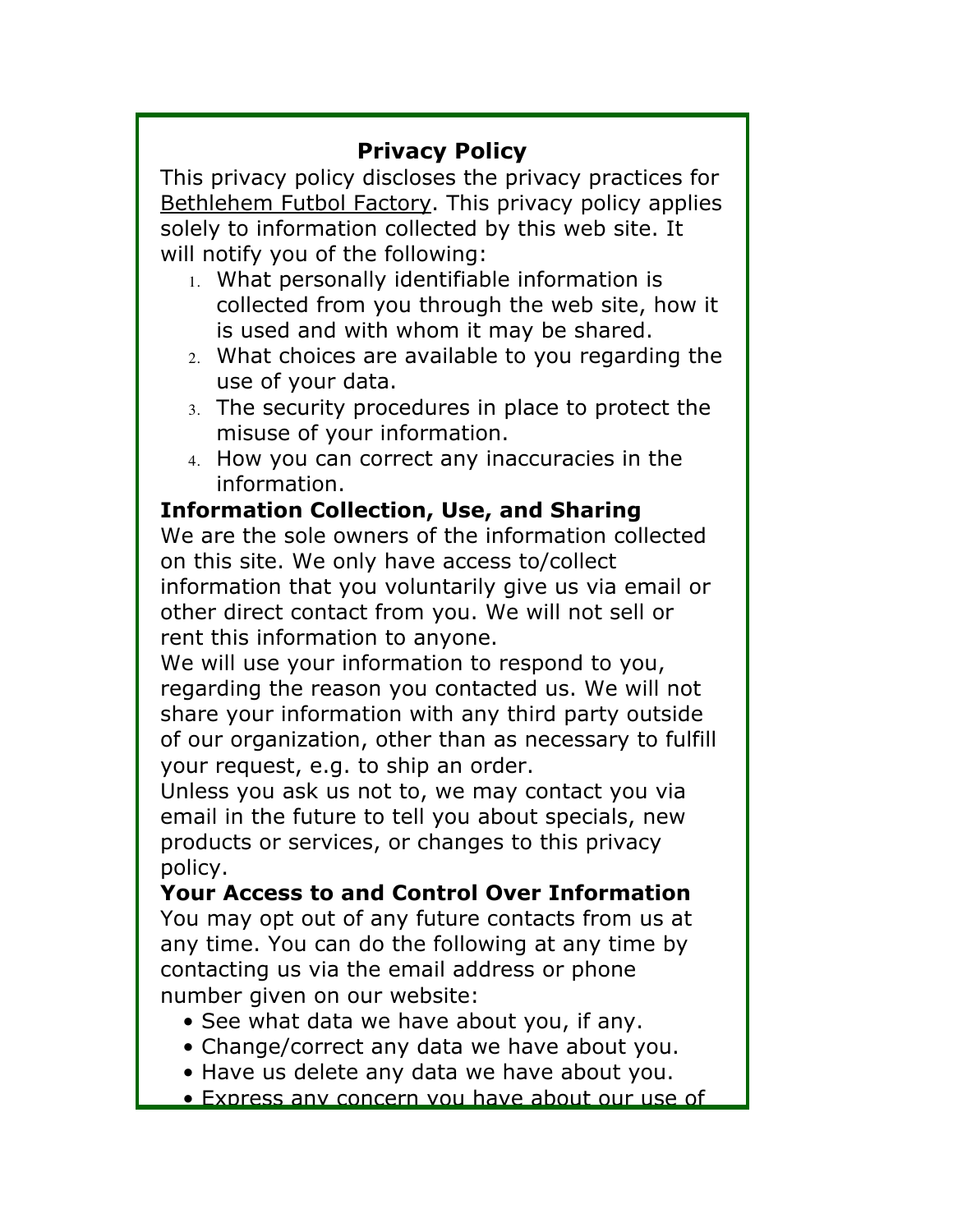# Privacy Policy

This privacy policy discloses the privacy practices for Bethlehem Futbol Factory. This privacy policy applies solely to information collected by this web site. It will notify you of the following:

1. What personally identifiable information is collected from you through the web site, how it is used and with whom it may be shared.
2. What choices are available to you regarding the use of your data.
3. The security procedures in place to protect the misuse of your information.
4. How you can correct any inaccuracies in the information.

## Information Collection, Use, and Sharing

We are the sole owners of the information collected on this site. We only have access to/collect information that you voluntarily give us via email or other direct contact from you. We will not sell or rent this information to anyone.

We will use your information to respond to you, regarding the reason you contacted us. We will not share your information with any third party outside of our organization, other than as necessary to fulfill your request, e.g. to ship an order.

Unless you ask us not to, we may contact you via email in the future to tell you about specials, new products or services, or changes to this privacy policy.

## Your Access to and Control Over Information

You may opt out of any future contacts from us at any time. You can do the following at any time by contacting us via the email address or phone number given on our website:

- See what data we have about you, if any.
- Change/correct any data we have about you.
- Have us delete any data we have about you.
- Express any concern you have about our use of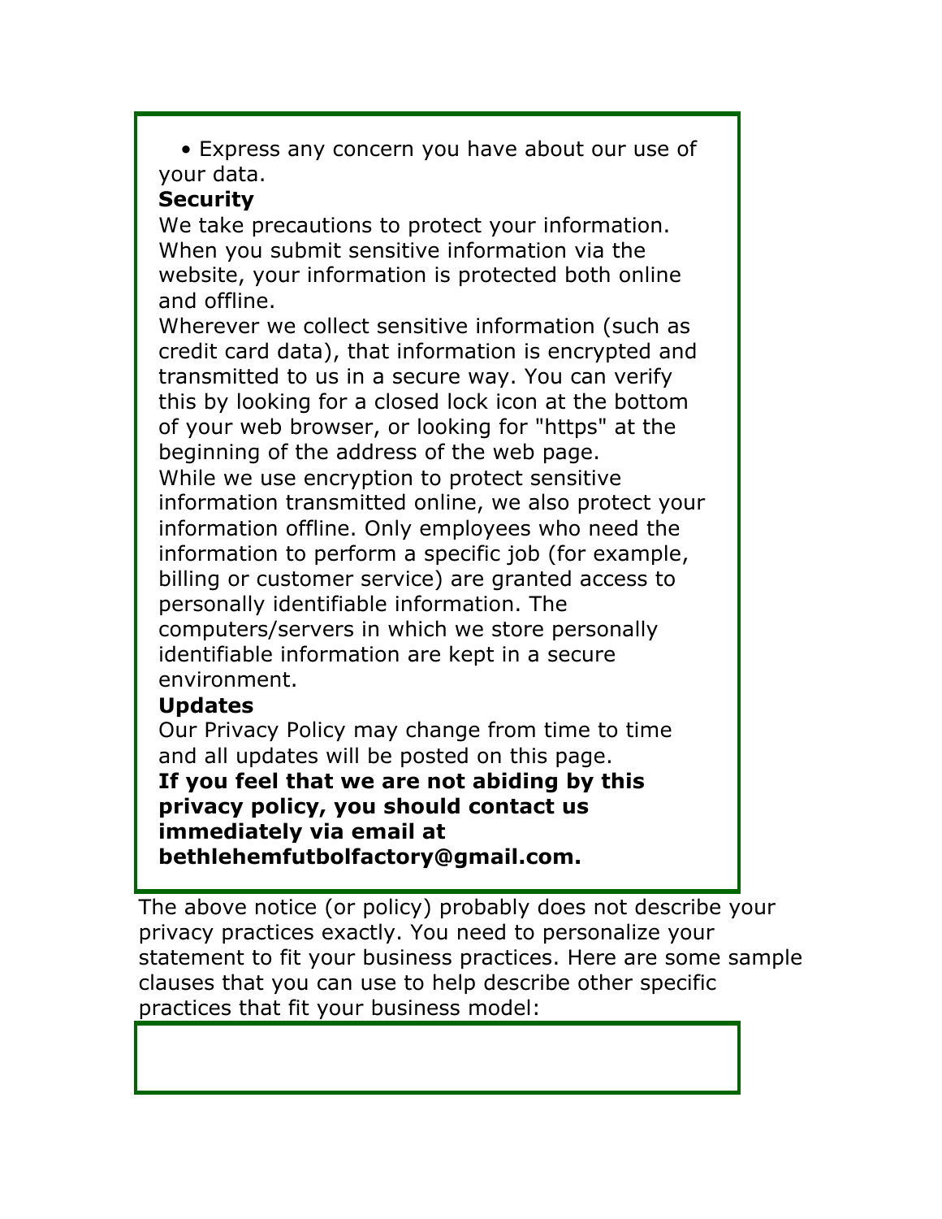- Express any concern you have about our use of your data.

**Security**

We take precautions to protect your information. When you submit sensitive information via the website, your information is protected both online and offline.

Wherever we collect sensitive information (such as credit card data), that information is encrypted and transmitted to us in a secure way. You can verify this by looking for a closed lock icon at the bottom of your web browser, or looking for "https" at the beginning of the address of the web page.

While we use encryption to protect sensitive information transmitted online, we also protect your information offline. Only employees who need the information to perform a specific job (for example, billing or customer service) are granted access to personally identifiable information. The computers/servers in which we store personally identifiable information are kept in a secure environment.

**Updates**

Our Privacy Policy may change from time to time and all updates will be posted on this page.

**If you feel that we are not abiding by this privacy policy, you should contact us immediately via email at bethlehemfutbolfactory@gmail.com.**

The above notice (or policy) probably does not describe your privacy practices exactly. You need to personalize your statement to fit your business practices. Here are some sample clauses that you can use to help describe other specific practices that fit your business model: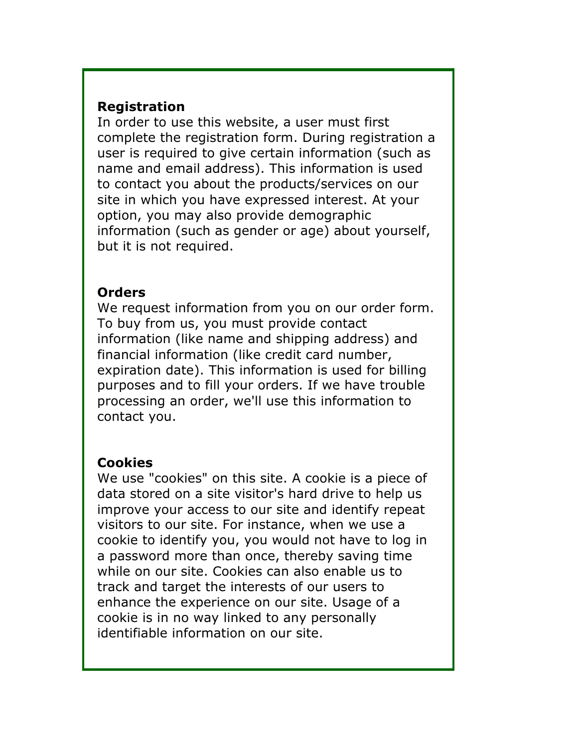**Registration**
In order to use this website, a user must first complete the registration form. During registration a user is required to give certain information (such as name and email address). This information is used to contact you about the products/services on our site in which you have expressed interest. At your option, you may also provide demographic information (such as gender or age) about yourself, but it is not required.

**Orders**
We request information from you on our order form. To buy from us, you must provide contact information (like name and shipping address) and financial information (like credit card number, expiration date). This information is used for billing purposes and to fill your orders. If we have trouble processing an order, we'll use this information to contact you.

**Cookies**
We use "cookies" on this site. A cookie is a piece of data stored on a site visitor's hard drive to help us improve your access to our site and identify repeat visitors to our site. For instance, when we use a cookie to identify you, you would not have to log in a password more than once, thereby saving time while on our site. Cookies can also enable us to track and target the interests of our users to enhance the experience on our site. Usage of a cookie is in no way linked to any personally identifiable information on our site.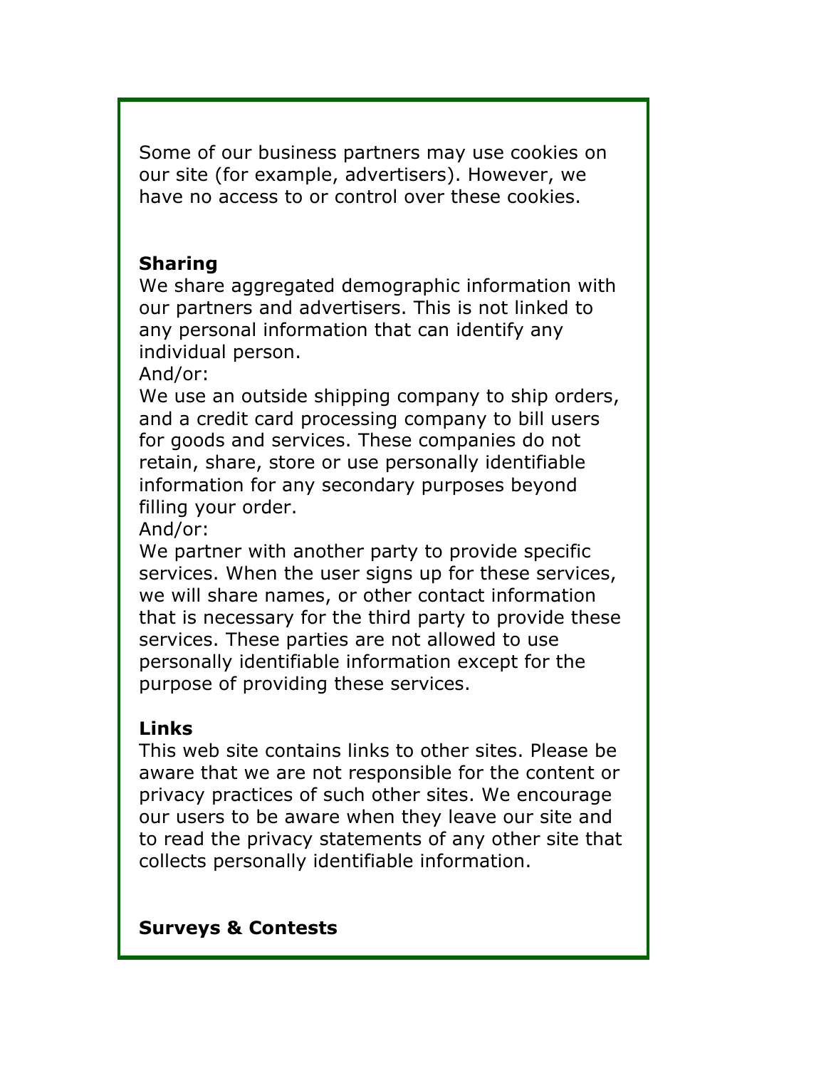Some of our business partners may use cookies on our site (for example, advertisers). However, we have no access to or control over these cookies.

**Sharing**

We share aggregated demographic information with our partners and advertisers. This is not linked to any personal information that can identify any individual person.

And/or:

We use an outside shipping company to ship orders, and a credit card processing company to bill users for goods and services. These companies do not retain, share, store or use personally identifiable information for any secondary purposes beyond filling your order.

And/or:

We partner with another party to provide specific services. When the user signs up for these services, we will share names, or other contact information that is necessary for the third party to provide these services. These parties are not allowed to use personally identifiable information except for the purpose of providing these services.

**Links**

This web site contains links to other sites. Please be aware that we are not responsible for the content or privacy practices of such other sites. We encourage our users to be aware when they leave our site and to read the privacy statements of any other site that collects personally identifiable information.

**Surveys & Contests**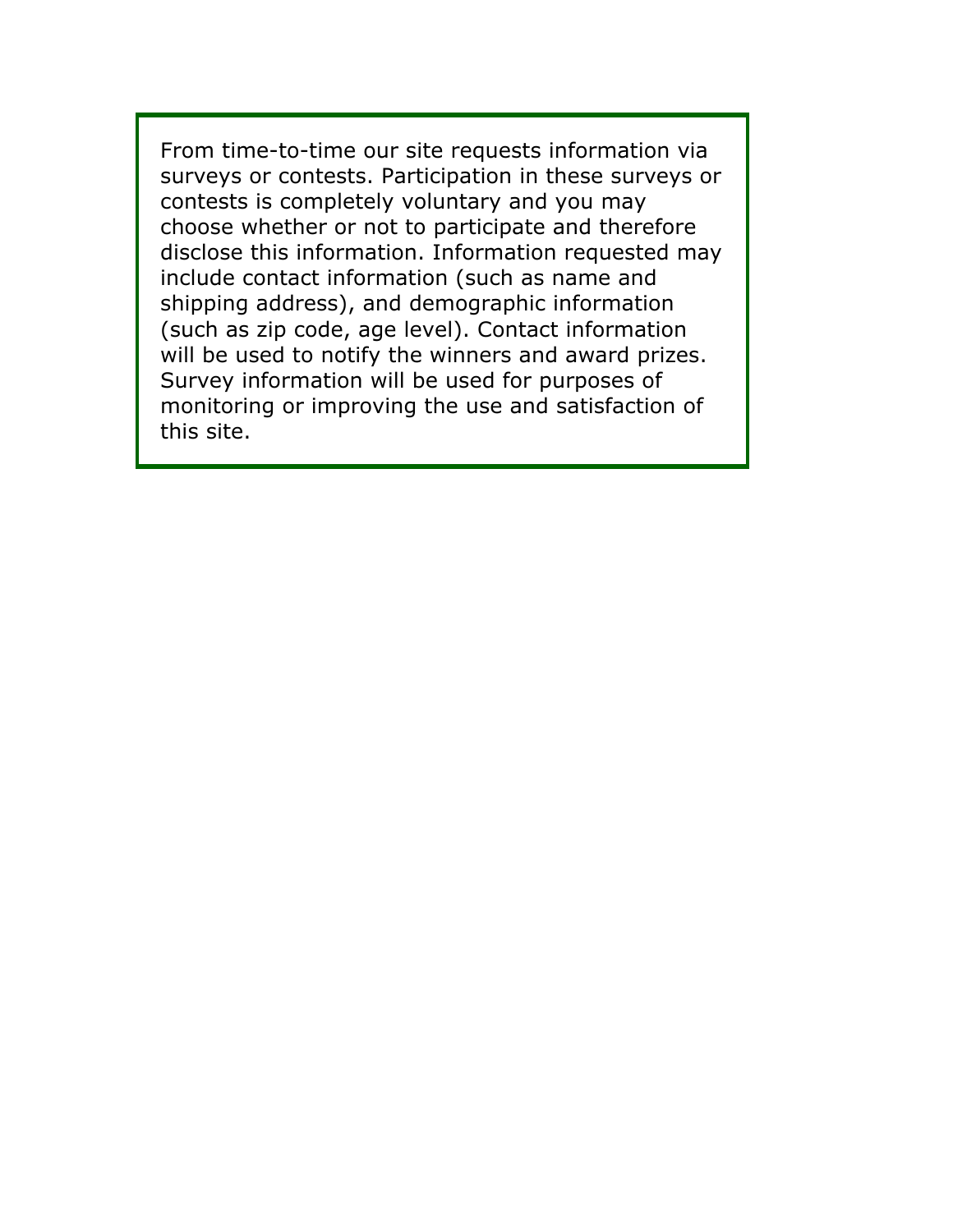From time-to-time our site requests information via surveys or contests. Participation in these surveys or contests is completely voluntary and you may choose whether or not to participate and therefore disclose this information. Information requested may include contact information (such as name and shipping address), and demographic information (such as zip code, age level). Contact information will be used to notify the winners and award prizes. Survey information will be used for purposes of monitoring or improving the use and satisfaction of this site.